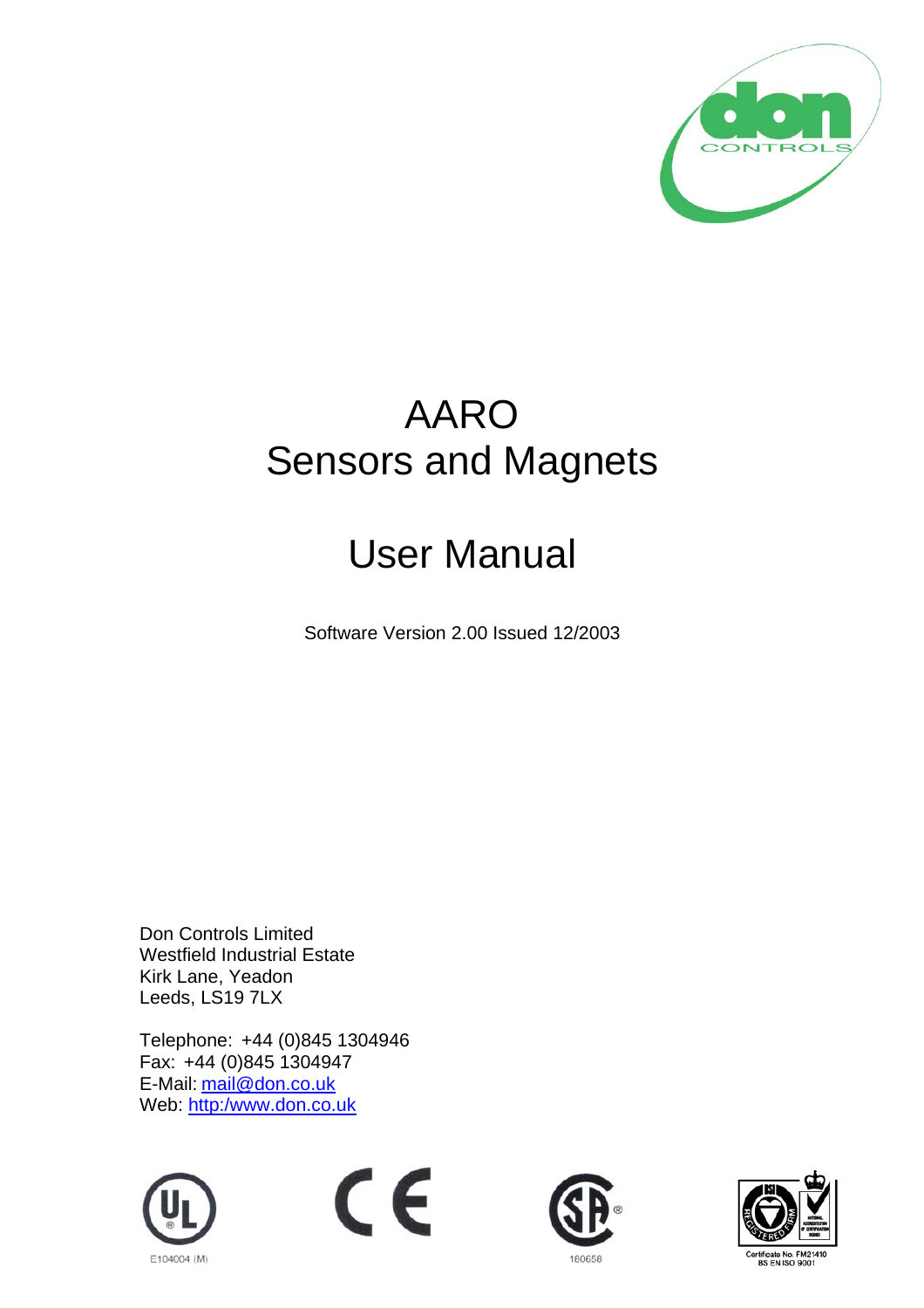# AARO
# Sensors and Magnets

# User Manual

Software Version 2.00 Issued 12/2003

Don Controls Limited
Westfield Industrial Estate
Kirk Lane, Yeadon
Leeds, LS19 7LX

Telephone: +44 (0)845 1304946
Fax: +44 (0)845 1304947
E-Mail: mail@don.co.uk
Web: http:/www.don.co.uk

E104004 (M)

180658

Certificate No. FM21410
BS EN ISO 9001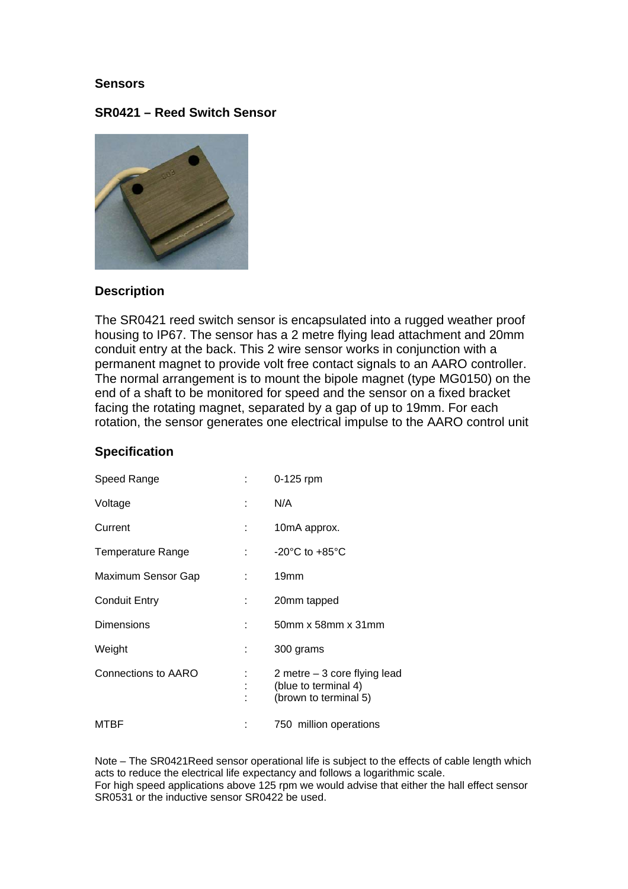## Sensors

### SR0421 – Reed Switch Sensor

### Description

The SR0421 reed switch sensor is encapsulated into a rugged weather proof housing to IP67. The sensor has a 2 metre flying lead attachment and 20mm conduit entry at the back. This 2 wire sensor works in conjunction with a permanent magnet to provide volt free contact signals to an AARO controller. The normal arrangement is to mount the bipole magnet (type MG0150) on the end of a shaft to be monitored for speed and the sensor on a fixed bracket facing the rotating magnet, separated by a gap of up to 19mm. For each rotation, the sensor generates one electrical impulse to the AARO control unit

### Specification

| | | |
|---|---|---|
| Speed Range | : | 0-125 rpm |
| Voltage | : | N/A |
| Current | : | 10mA approx. |
| Temperature Range | : | -20°C to +85°C |
| Maximum Sensor Gap | : | 19mm |
| Conduit Entry | : | 20mm tapped |
| Dimensions | : | 50mm x 58mm x 31mm |
| Weight | : | 300 grams |
| Connections to AARO | : | 2 metre – 3 core flying lead |
| | : | (blue to terminal 4) |
| | : | (brown to terminal 5) |
| MTBF | : | 750 million operations |

Note – The SR0421Reed sensor operational life is subject to the effects of cable length which acts to reduce the electrical life expectancy and follows a logarithmic scale.
For high speed applications above 125 rpm we would advise that either the hall effect sensor SR0531 or the inductive sensor SR0422 be used.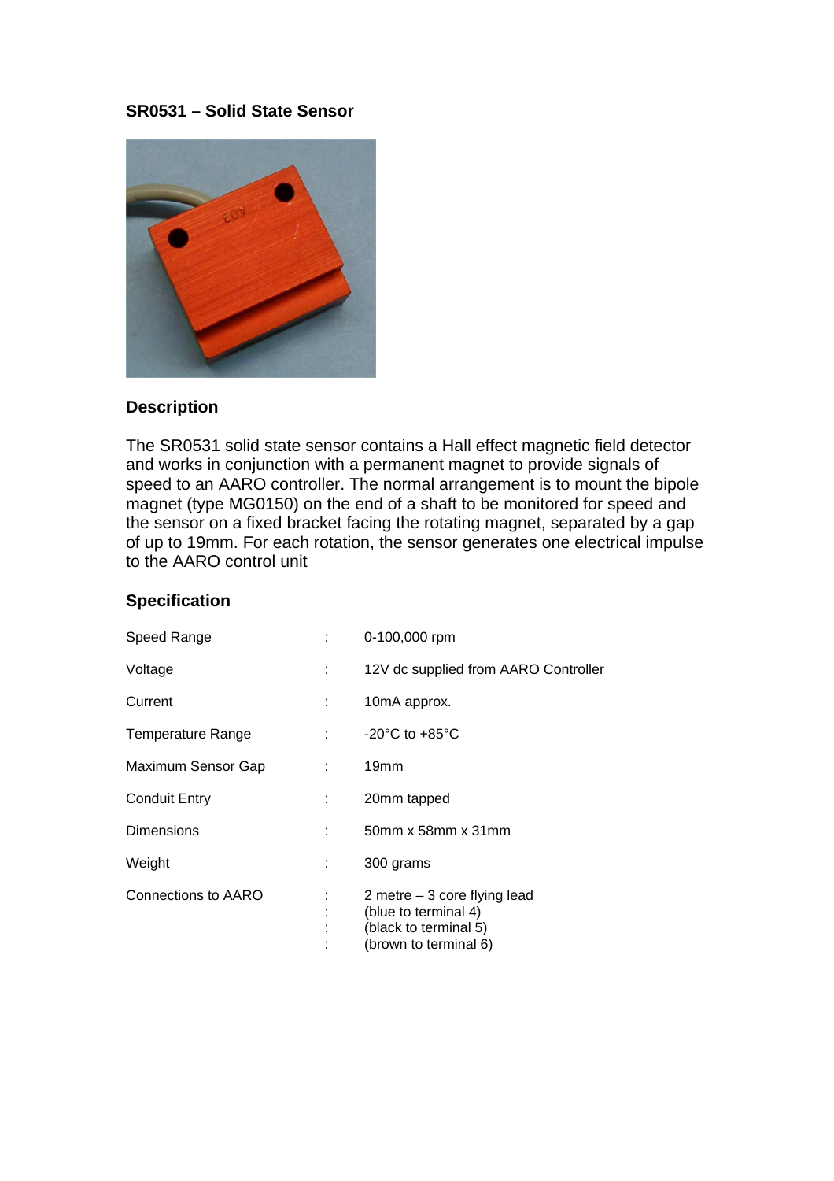## SR0531 – Solid State Sensor

### Description

The SR0531 solid state sensor contains a Hall effect magnetic field detector and works in conjunction with a permanent magnet to provide signals of speed to an AARO controller. The normal arrangement is to mount the bipole magnet (type MG0150) on the end of a shaft to be monitored for speed and the sensor on a fixed bracket facing the rotating magnet, separated by a gap of up to 19mm. For each rotation, the sensor generates one electrical impulse to the AARO control unit

### Specification

| | | |
|---|---|---|
| Speed Range | : | 0-100,000 rpm |
| Voltage | : | 12V dc supplied from AARO Controller |
| Current | : | 10mA approx. |
| Temperature Range | : | -20°C to +85°C |
| Maximum Sensor Gap | : | 19mm |
| Conduit Entry | : | 20mm tapped |
| Dimensions | : | 50mm x 58mm x 31mm |
| Weight | : | 300 grams |
| Connections to AARO | : | 2 metre – 3 core flying lead |
| | : | (blue to terminal 4) |
| | : | (black to terminal 5) |
| | : | (brown to terminal 6) |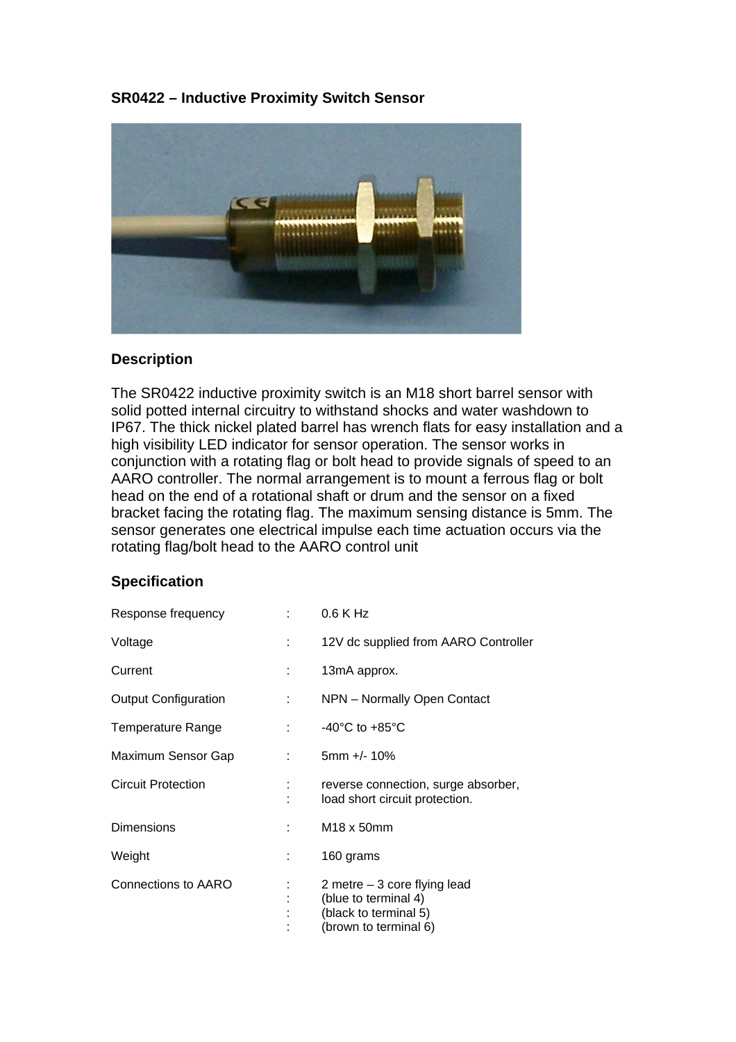**SR0422 – Inductive Proximity Switch Sensor**

**Description**

The SR0422 inductive proximity switch is an M18 short barrel sensor with solid potted internal circuitry to withstand shocks and water washdown to IP67. The thick nickel plated barrel has wrench flats for easy installation and a high visibility LED indicator for sensor operation. The sensor works in conjunction with a rotating flag or bolt head to provide signals of speed to an AARO controller. The normal arrangement is to mount a ferrous flag or bolt head on the end of a rotational shaft or drum and the sensor on a fixed bracket facing the rotating flag. The maximum sensing distance is 5mm. The sensor generates one electrical impulse each time actuation occurs via the rotating flag/bolt head to the AARO control unit

**Specification**

| | | |
|---|---|---|
| Response frequency | : | 0.6 K Hz |
| Voltage | : | 12V dc supplied from AARO Controller |
| Current | : | 13mA approx. |
| Output Configuration | : | NPN – Normally Open Contact |
| Temperature Range | : | -40°C to +85°C |
| Maximum Sensor Gap | : | 5mm +/- 10% |
| Circuit Protection | : | reverse connection, surge absorber, |
| | : | load short circuit protection. |
| Dimensions | : | M18 x 50mm |
| Weight | : | 160 grams |
| Connections to AARO | : | 2 metre – 3 core flying lead |
| | : | (blue to terminal 4) |
| | : | (black to terminal 5) |
| | : | (brown to terminal 6) |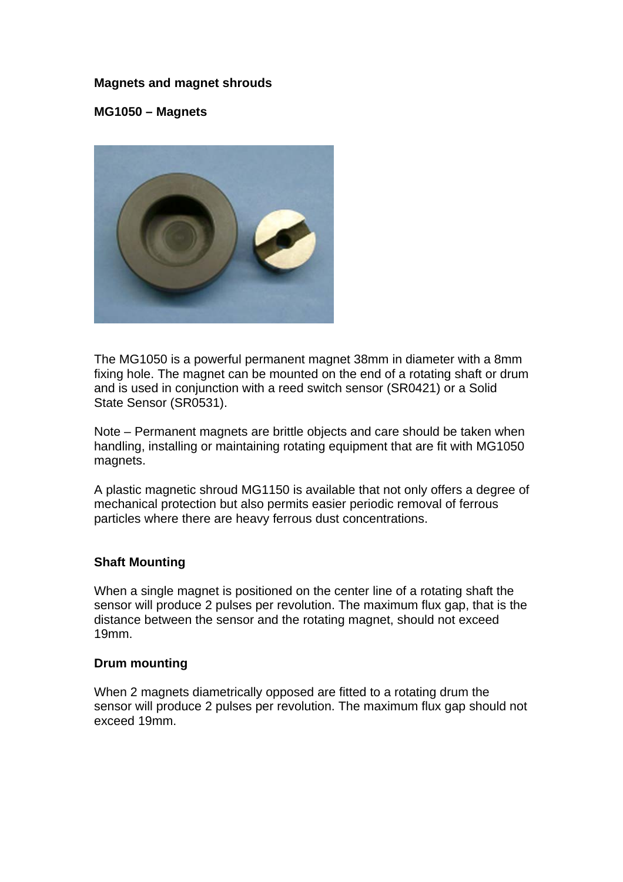**Magnets and magnet shrouds**

**MG1050 – Magnets**

The MG1050 is a powerful permanent magnet 38mm in diameter with a 8mm fixing hole. The magnet can be mounted on the end of a rotating shaft or drum and is used in conjunction with a reed switch sensor (SR0421) or a Solid State Sensor (SR0531).

Note – Permanent magnets are brittle objects and care should be taken when handling, installing or maintaining rotating equipment that are fit with MG1050 magnets.

A plastic magnetic shroud MG1150 is available that not only offers a degree of mechanical protection but also permits easier periodic removal of ferrous particles where there are heavy ferrous dust concentrations.

**Shaft Mounting**

When a single magnet is positioned on the center line of a rotating shaft the sensor will produce 2 pulses per revolution. The maximum flux gap, that is the distance between the sensor and the rotating magnet, should not exceed 19mm.

**Drum mounting**

When 2 magnets diametrically opposed are fitted to a rotating drum the sensor will produce 2 pulses per revolution. The maximum flux gap should not exceed 19mm.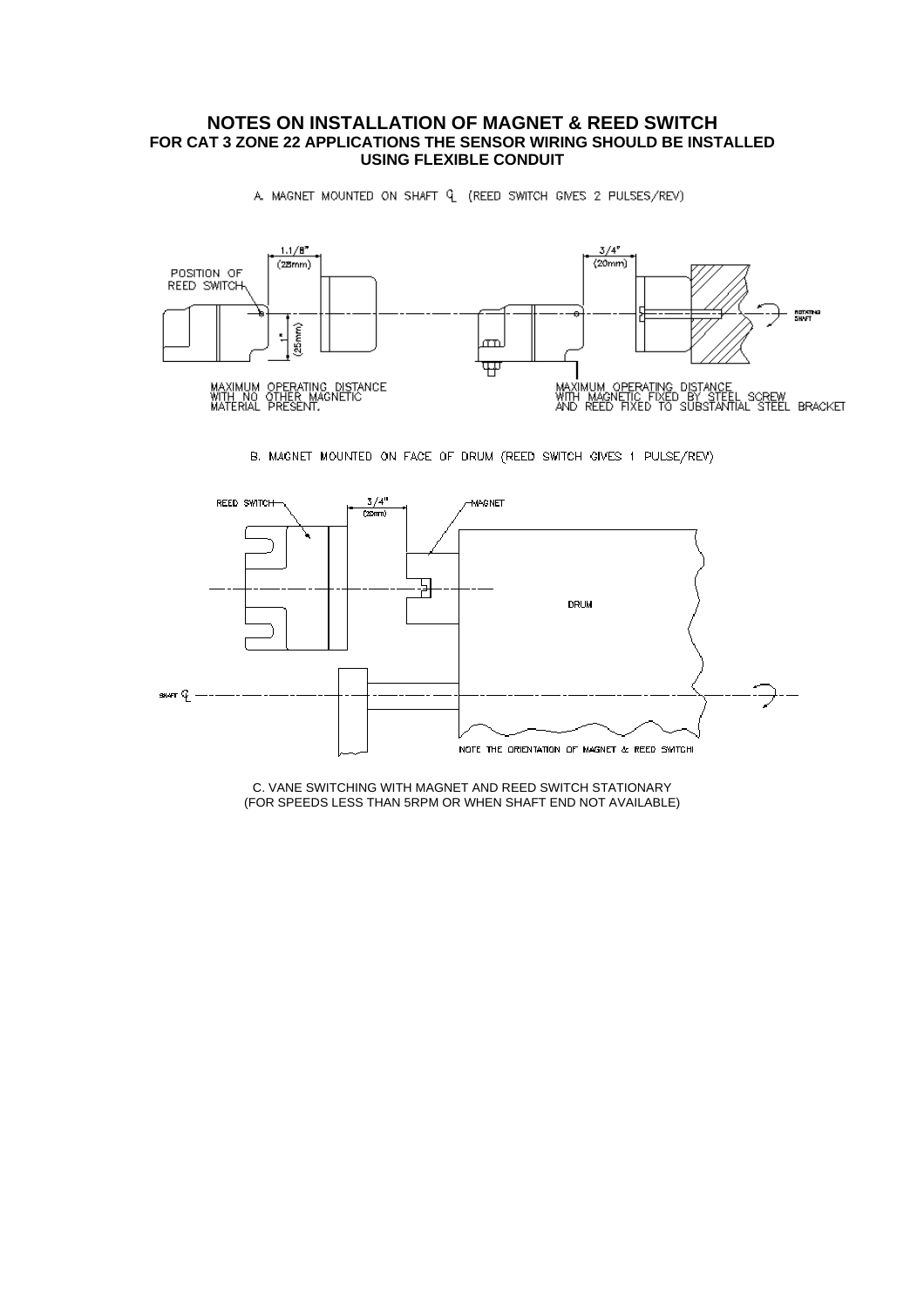## NOTES ON INSTALLATION OF MAGNET & REED SWITCH

### FOR CAT 3 ZONE 22 APPLICATIONS THE SENSOR WIRING SHOULD BE INSTALLED USING FLEXIBLE CONDUIT

A. MAGNET MOUNTED ON SHAFT ℄ (REED SWITCH GIVES 2 PULSES/REV)

POSITION OF REED SWITCH

1.1/8"
(28mm)

1"
(25mm)

MAXIMUM OPERATING DISTANCE
WITH NO OTHER MAGNETIC
MATERIAL PRESENT.

3/4"
(20mm)

ROTATING SHAFT

MAXIMUM OPERATING DISTANCE
WITH MAGNETIC FIXED BY STEEL SCREW
AND REED FIXED TO SUBSTANTIAL STEEL BRACKET

B. MAGNET MOUNTED ON FACE OF DRUM (REED SWITCH GIVES 1 PULSE/REV)

REED SWITCH

3/4"
(20mm)

MAGNET

DRUM

SHAFT ℄

NOTE THE ORIENTATION OF MAGNET & REED SWITCH!

C. VANE SWITCHING WITH MAGNET AND REED SWITCH STATIONARY
(FOR SPEEDS LESS THAN 5RPM OR WHEN SHAFT END NOT AVAILABLE)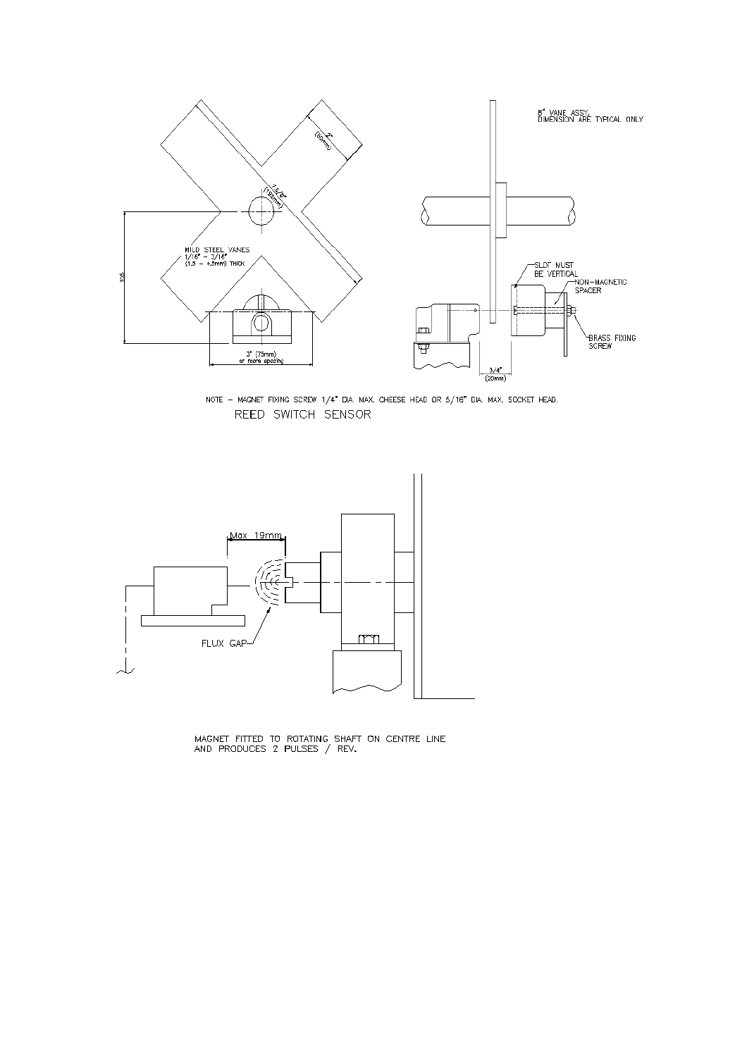8" VANE ASSY.
DIMENSION ARE TYPICAL ONLY

2" (50mm)

7 5/8" (193mm)

MILD STEEL VANES
1/16" - 3/16"
(1.5 - 4.5mm) THICK

105

3" (75mm)
or more spacing

SLOT MUST
BE VERTICAL

NON-MAGNETIC
SPACER

BRASS FIXING
SCREW

3/4"
(20mm)

NOTE - MAGNET FIXING SCREW 1/4" DIA. MAX. CHEESE HEAD OR 5/16" DIA. MAX. SOCKET HEAD.

REED SWITCH SENSOR

Max 19mm

FLUX GAP

MAGNET FITTED TO ROTATING SHAFT ON CENTRE LINE
AND PRODUCES 2 PULSES / REV.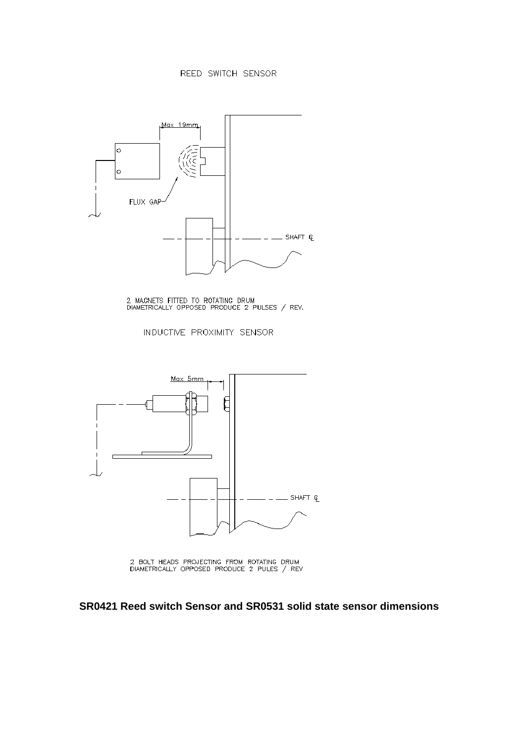REED SWITCH SENSOR

Max 19mm

FLUX GAP

SHAFT ℄

2 MAGNETS FITTED TO ROTATING DRUM
DIAMETRICALLY OPPOSED PRODUCE 2 PULSES / REV.

INDUCTIVE PROXIMITY SENSOR

Max 5mm

SHAFT ℄

2 BOLT HEADS PROJECTING FROM ROTATING DRUM
DIAMETRICALLY OPPOSED PRODUCE 2 PULES / REV

**SR0421 Reed switch Sensor and SR0531 solid state sensor dimensions**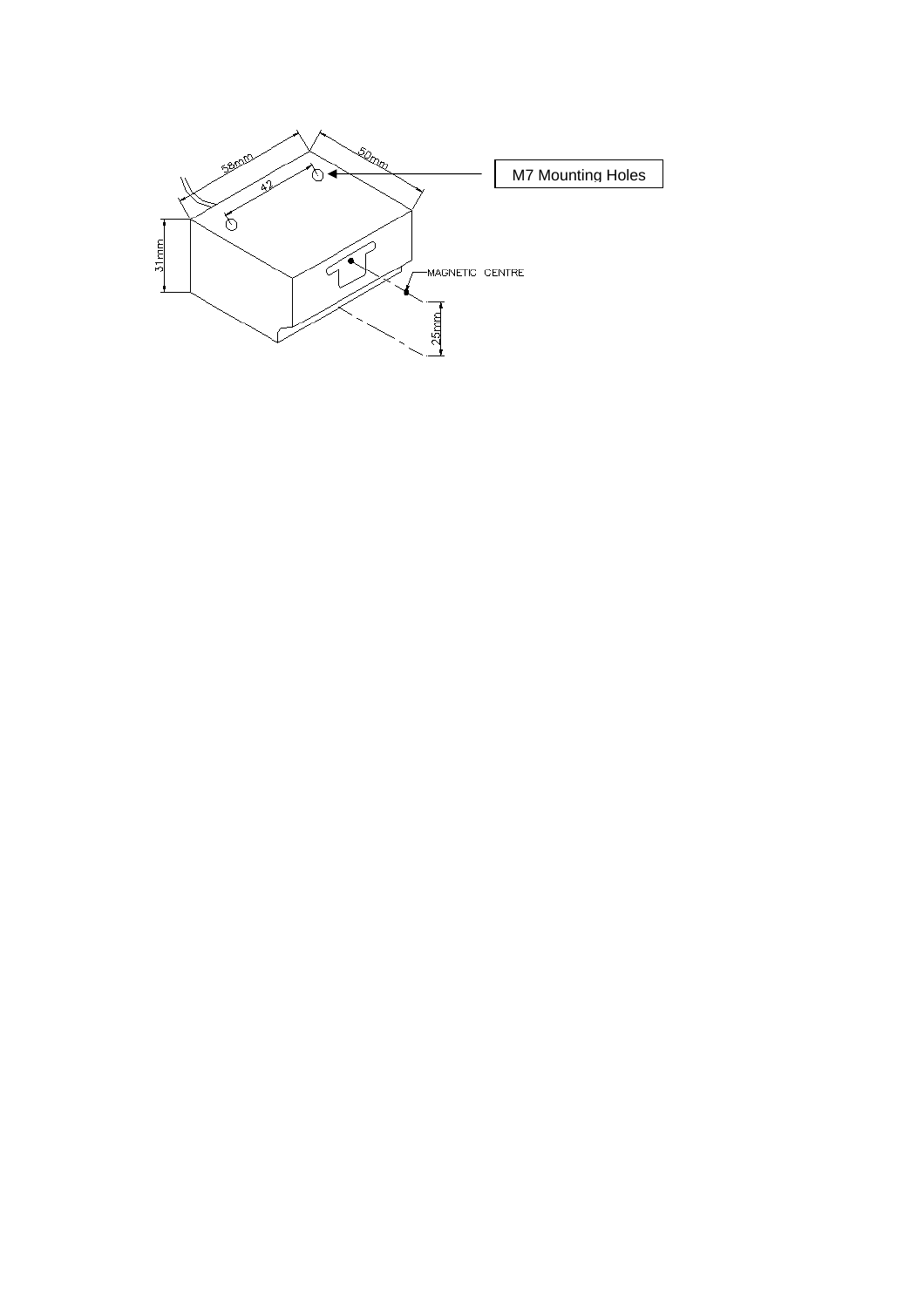58mm

50mm

42

M7 Mounting Holes

31mm

MAGNETIC CENTRE

25mm